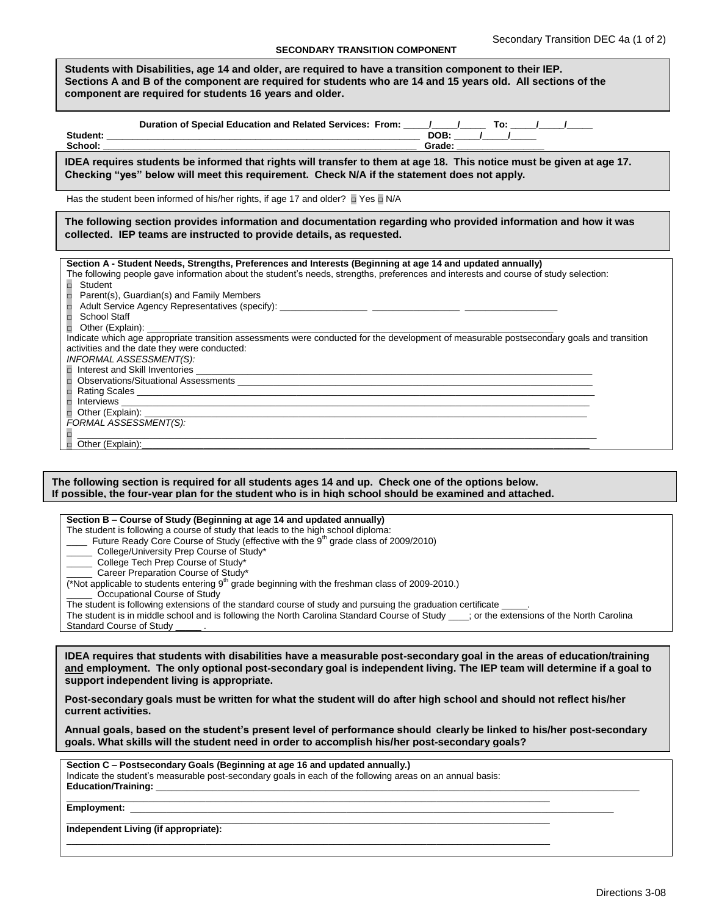## SECONDARY TRANSITION COMPONENT

**Students with Disabilities, age 14 and older, are required to have a transition component to their IEP. Sections A and B of the component are required for students who are 14 and 15 years old. All sections of the component are required for students 16 years and older.**

**Duration of Special Education and Related Services: From: _____/_____/_____ To: _____/_____/_____**

**Student:** ________________________________________________ **DOB:** _____/_____/_____

**School:** ________________________________________________ **Grade:** ________________

**IDEA requires students be informed that rights will transfer to them at age 18. This notice must be given at age 17. Checking "yes" below will meet this requirement. Check N/A if the statement does not apply.**

Has the student been informed of his/her rights, if age 17 and older? □ Yes □ N/A

**The following section provides information and documentation regarding who provided information and how it was collected. IEP teams are instructed to provide details, as requested.**

**Section A - Student Needs, Strengths, Preferences and Interests (Beginning at age 14 and updated annually)**

The following people gave information about the student's needs, strengths, preferences and interests and course of study selection:

- □ Student
- □ Parent(s), Guardian(s) and Family Members
- □ Adult Service Agency Representatives (specify): ________________ ________________ ________________
- □ School Staff
- □ Other (Explain): ________________________________________________

Indicate which age appropriate transition assessments were conducted for the development of measurable postsecondary goals and transition activities and the date they were conducted:

*INFORMAL ASSESSMENT(S):*

- □ Interest and Skill Inventories ________________________________________________
- □ Observations/Situational Assessments ________________________________________________
- □ Rating Scales ________________________________________________
- □ Interviews ________________________________________________
- □ Other (Explain): ________________________________________________

*FORMAL ASSESSMENT(S):*

- □ ________________________________________________
- □ Other (Explain):________________________________________________

**The following section is required for all students ages 14 and up. Check one of the options below. If possible, the four-year plan for the student who is in high school should be examined and attached.**

**Section B – Course of Study (Beginning at age 14 and updated annually)**

The student is following a course of study that leads to the high school diploma:

____ Future Ready Core Course of Study (effective with the 9th grade class of 2009/2010)

_____ College/University Prep Course of Study*

_____ College Tech Prep Course of Study*

_____ Career Preparation Course of Study*

(*Not applicable to students entering 9th grade beginning with the freshman class of 2009-2010.)

_____ Occupational Course of Study

The student is following extensions of the standard course of study and pursuing the graduation certificate _____.

The student is in middle school and is following the North Carolina Standard Course of Study ____; or the extensions of the North Carolina Standard Course of Study _____ .

**IDEA requires that students with disabilities have a measurable post-secondary goal in the areas of education/training <u>and</u> employment. The only optional post-secondary goal is independent living. The IEP team will determine if a goal to support independent living is appropriate.**

**Post-secondary goals must be written for what the student will do after high school and should not reflect his/her current activities.**

**Annual goals, based on the student's present level of performance should clearly be linked to his/her post-secondary goals. What skills will the student need in order to accomplish his/her post-secondary goals?**

**Section C – Postsecondary Goals (Beginning at age 16 and updated annually.)**

Indicate the student's measurable post-secondary goals in each of the following areas on an annual basis:

**Education/Training:** ________________________________________________

________________________________________________

**Employment:** ________________________________________________

________________________________________________

**Independent Living (if appropriate):**

________________________________________________

Directions 3-08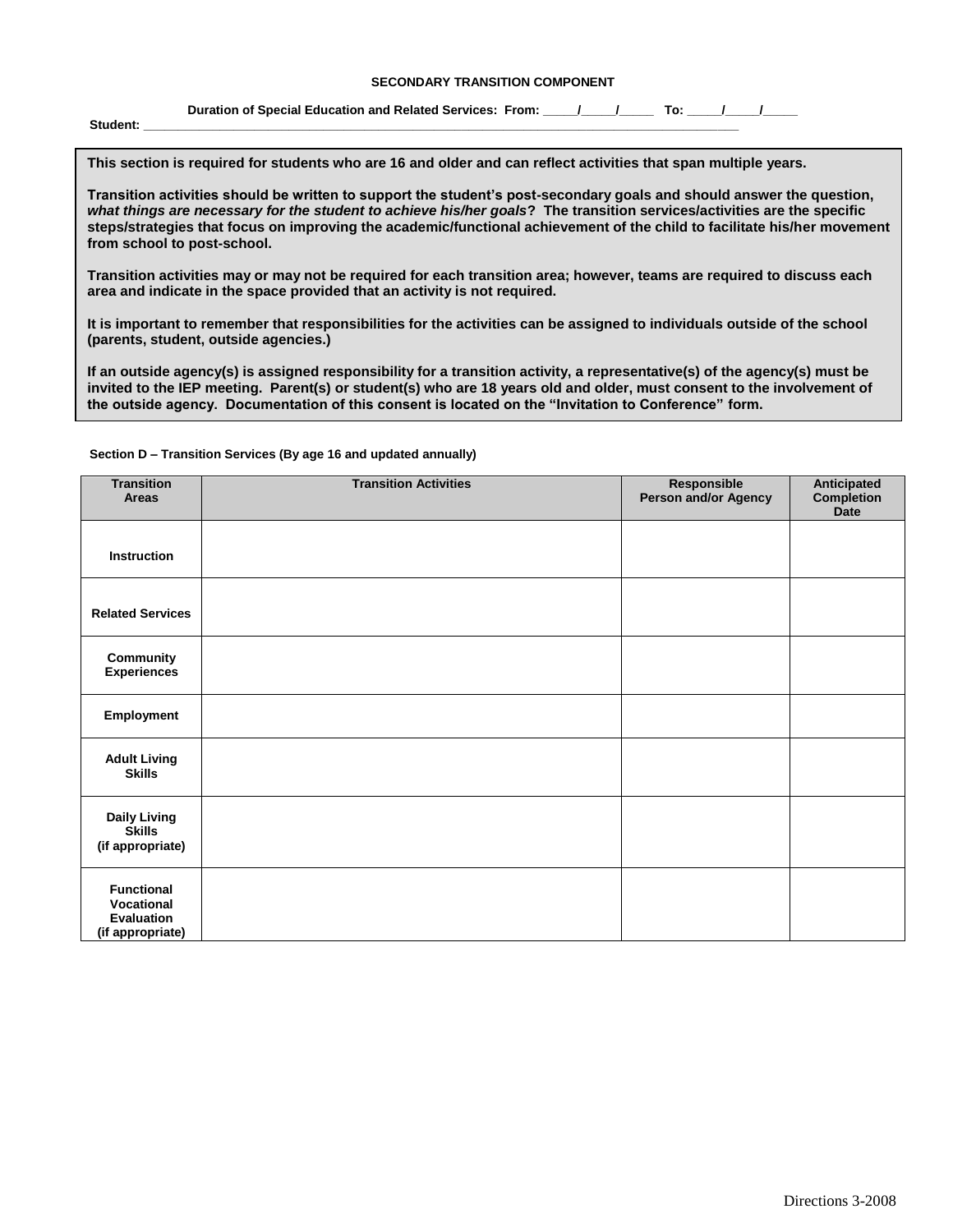**SECONDARY TRANSITION COMPONENT**

**Duration of Special Education and Related Services: From: _____/_____/_____ To: _____/_____/_____**

**Student: ___________________________________________________________________________________________**

**This section is required for students who are 16 and older and can reflect activities that span multiple years.**

**Transition activities should be written to support the student's post-secondary goals and should answer the question, *what things are necessary for the student to achieve his/her goals*? The transition services/activities are the specific steps/strategies that focus on improving the academic/functional achievement of the child to facilitate his/her movement from school to post-school.**

**Transition activities may or may not be required for each transition area; however, teams are required to discuss each area and indicate in the space provided that an activity is not required.**

**It is important to remember that responsibilities for the activities can be assigned to individuals outside of the school (parents, student, outside agencies.)**

**If an outside agency(s) is assigned responsibility for a transition activity, a representative(s) of the agency(s) must be invited to the IEP meeting. Parent(s) or student(s) who are 18 years old and older, must consent to the involvement of the outside agency. Documentation of this consent is located on the "Invitation to Conference" form.**

**Section D – Transition Services (By age 16 and updated annually)**

| Transition Areas | Transition Activities | Responsible Person and/or Agency | Anticipated Completion Date |
|---|---|---|---|
| Instruction | | | |
| Related Services | | | |
| Community Experiences | | | |
| Employment | | | |
| Adult Living Skills | | | |
| Daily Living Skills (if appropriate) | | | |
| Functional Vocational Evaluation (if appropriate) | | | |

Directions 3-2008